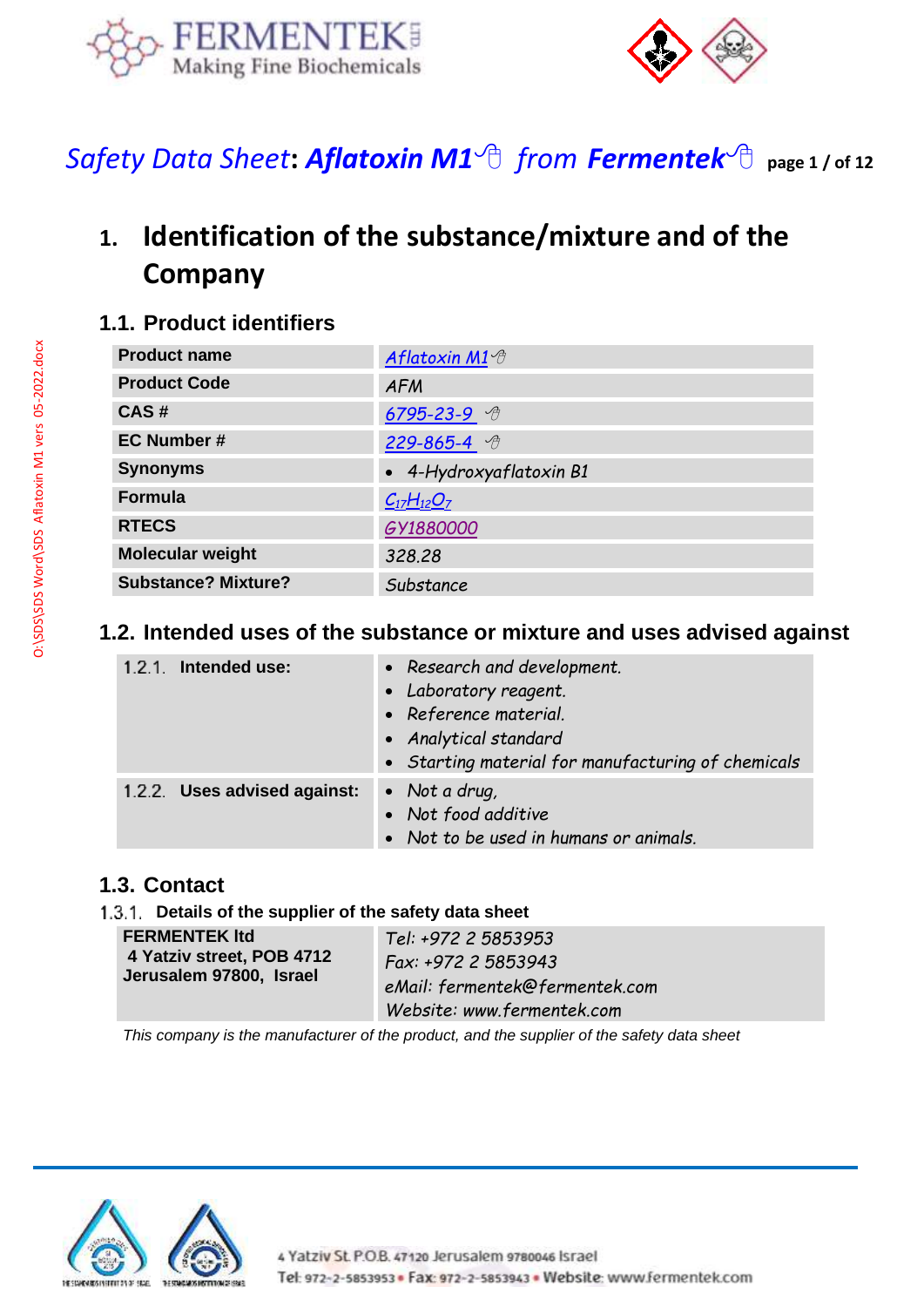*Safety Data Sheet*: ***Aflatoxin M1*** *from* ***Fermentek***

# 1. Identification of the substance/mixture and of the Company

## 1.1. Product identifiers

| | |
|---|---|
| **Product name** | *Aflatoxin M1* |
| **Product Code** | *AFM* |
| **CAS #** | *6795-23-9* |
| **EC Number #** | *229-865-4* |
| **Synonyms** | • *4-Hydroxyaflatoxin B1* |
| **Formula** | $C_{17}H_{12}O_7$ |
| **RTECS** | *GY1880000* |
| **Molecular weight** | *328.28* |
| **Substance? Mixture?** | *Substance* |

## 1.2. Intended uses of the substance or mixture and uses advised against

| | |
|---|---|
| 1.2.1. **Intended use:** | • *Research and development.*<br>• *Laboratory reagent.*<br>• *Reference material.*<br>• *Analytical standard*<br>• *Starting material for manufacturing of chemicals* |
| 1.2.2. **Uses advised against:** | • *Not a drug,*<br>• *Not food additive*<br>• *Not to be used in humans or animals.* |

## 1.3. Contact

### 1.3.1. Details of the supplier of the safety data sheet

| | |
|---|---|
| **FERMENTEK ltd**<br>**4 Yatziv street, POB 4712**<br>**Jerusalem 97800, Israel** | *Tel: +972 2 5853953*<br>*Fax: +972 2 5853943*<br>*eMail: fermentek@fermentek.com*<br>*Website: www.fermentek.com* |

*This company is the manufacturer of the product, and the supplier of the safety data sheet*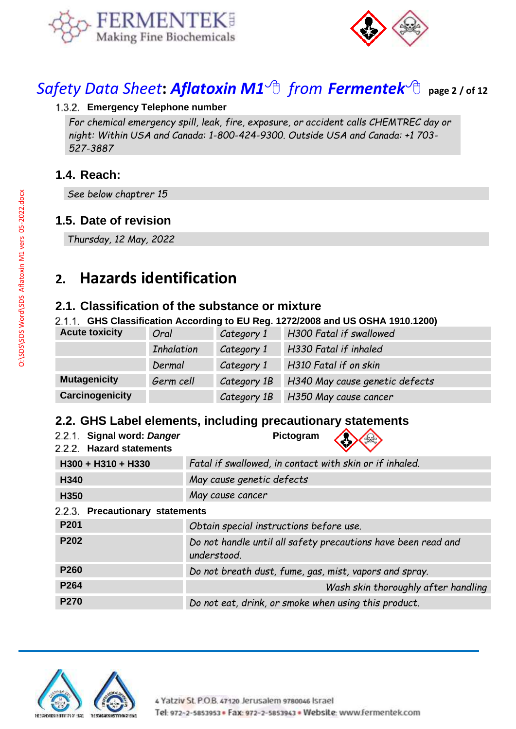### 1.3.2. Emergency Telephone number

*For chemical emergency spill, leak, fire, exposure, or accident calls CHEMTREC day or night: Within USA and Canada: 1-800-424-9300. Outside USA and Canada: +1 703-527-3887*

## 1.4. Reach:

*See below chaptrer 15*

## 1.5. Date of revision

*Thursday, 12 May, 2022*

# 2. Hazards identification

## 2.1. Classification of the substance or mixture

### 2.1.1. GHS Classification According to EU Reg. 1272/2008 and US OSHA 1910.1200)

| | | | |
|---|---|---|---|
| **Acute toxicity** | *Oral* | *Category 1* | *H300 Fatal if swallowed* |
| | *Inhalation* | *Category 1* | *H330 Fatal if inhaled* |
| | *Dermal* | *Category 1* | *H310 Fatal if on skin* |
| **Mutagenicity** | *Germ cell* | *Category 1B* | *H340 May cause genetic defects* |
| **Carcinogenicity** | | *Category 1B* | *H350 May cause cancer* |

## 2.2. GHS Label elements, including precautionary statements

### 2.2.1. Signal word: *Danger*

Pictogram

### 2.2.2. Hazard statements

| | |
|---|---|
| **H300 + H310 + H330** | *Fatal if swallowed, in contact with skin or if inhaled.* |
| **H340** | *May cause genetic defects* |
| **H350** | *May cause cancer* |

### 2.2.3. Precautionary statements

| | |
|---|---|
| **P201** | *Obtain special instructions before use.* |
| **P202** | *Do not handle until all safety precautions have been read and understood.* |
| **P260** | *Do not breath dust, fume, gas, mist, vapors and spray.* |
| **P264** | *Wash skin thoroughly after handling* |
| **P270** | *Do not eat, drink, or smoke when using this product.* |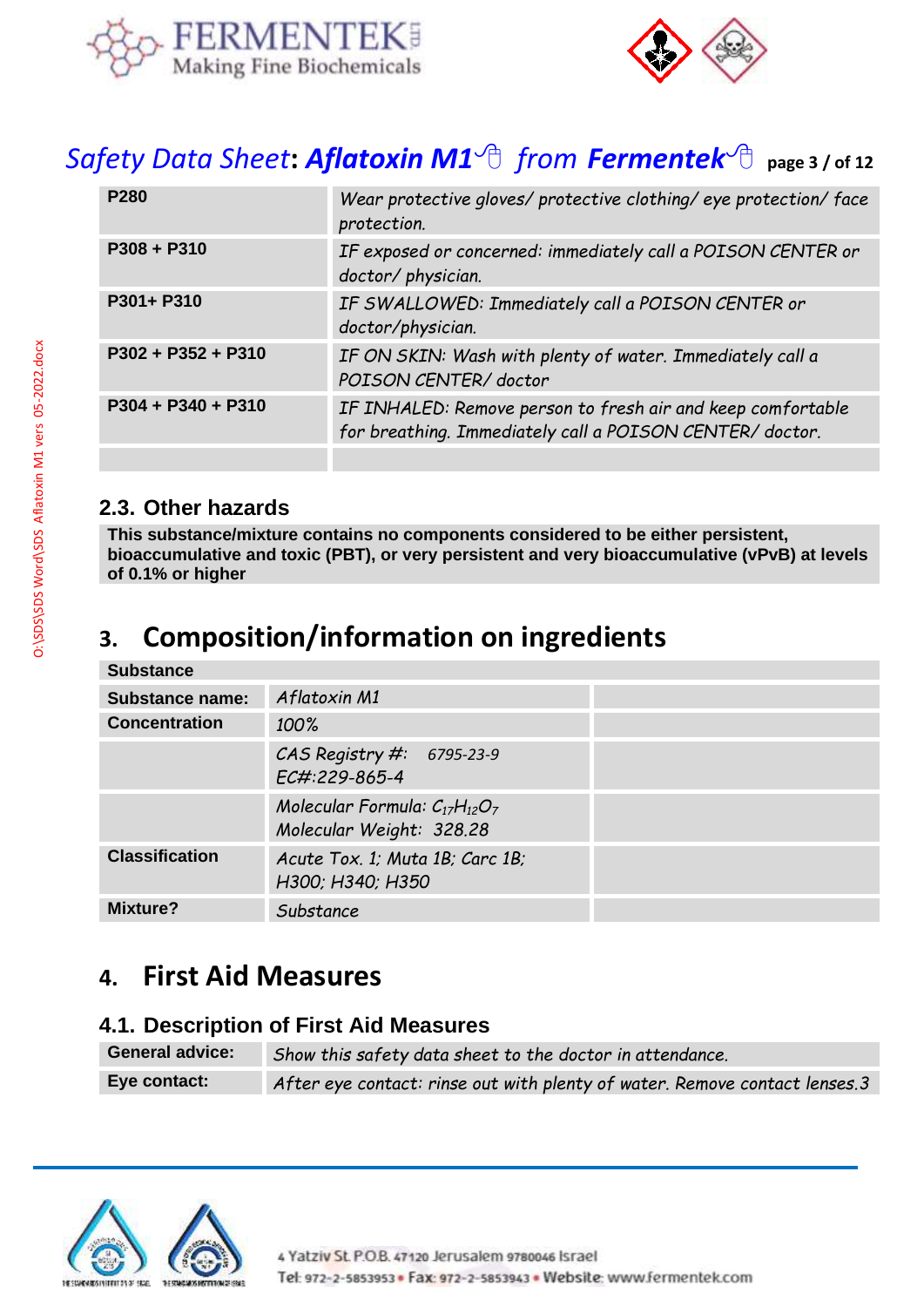| | |
|---|---|
| P280 | Wear protective gloves/ protective clothing/ eye protection/ face protection. |
| P308 + P310 | IF exposed or concerned: immediately call a POISON CENTER or doctor/ physician. |
| P301+ P310 | IF SWALLOWED: Immediately call a POISON CENTER or doctor/physician. |
| P302 + P352 + P310 | IF ON SKIN: Wash with plenty of water. Immediately call a POISON CENTER/ doctor |
| P304 + P340 + P310 | IF INHALED: Remove person to fresh air and keep comfortable for breathing. Immediately call a POISON CENTER/ doctor. |
| | |

### 2.3. Other hazards

**This substance/mixture contains no components considered to be either persistent, bioaccumulative and toxic (PBT), or very persistent and very bioaccumulative (vPvB) at levels of 0.1% or higher**

## 3. Composition/information on ingredients

| Substance | | |
|---|---|---|
| Substance name: | Aflatoxin M1 | |
| Concentration | 100% | |
| | CAS Registry #: 6795-23-9<br>EC#:229-865-4 | |
| | Molecular Formula: $C_{17}H_{12}O_7$<br>Molecular Weight: 328.28 | |
| Classification | Acute Tox. 1; Muta 1B; Carc 1B;<br>H300; H340; H350 | |
| Mixture? | Substance | |

## 4. First Aid Measures

### 4.1. Description of First Aid Measures

| | |
|---|---|
| General advice: | Show this safety data sheet to the doctor in attendance. |
| Eye contact: | After eye contact: rinse out with plenty of water. Remove contact lenses.3 |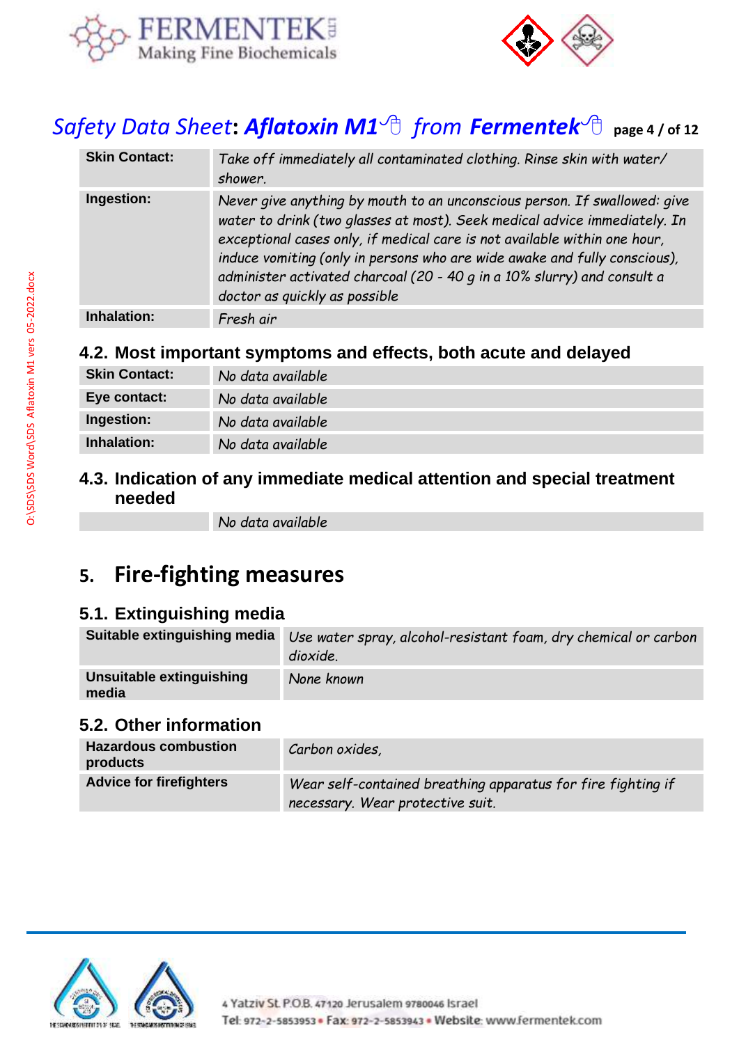| | |
|---|---|
| **Skin Contact:** | *Take off immediately all contaminated clothing. Rinse skin with water/ shower.* |
| **Ingestion:** | *Never give anything by mouth to an unconscious person. If swallowed: give water to drink (two glasses at most). Seek medical advice immediately. In exceptional cases only, if medical care is not available within one hour, induce vomiting (only in persons who are wide awake and fully conscious), administer activated charcoal (20 - 40 g in a 10% slurry) and consult a doctor as quickly as possible* |
| **Inhalation:** | *Fresh air* |

### 4.2. Most important symptoms and effects, both acute and delayed

| | |
|---|---|
| **Skin Contact:** | *No data available* |
| **Eye contact:** | *No data available* |
| **Ingestion:** | *No data available* |
| **Inhalation:** | *No data available* |

### 4.3. Indication of any immediate medical attention and special treatment needed

| | |
|---|---|
| | *No data available* |

## 5. Fire-fighting measures

### 5.1. Extinguishing media

| | |
|---|---|
| **Suitable extinguishing media** | *Use water spray, alcohol-resistant foam, dry chemical or carbon dioxide.* |
| **Unsuitable extinguishing media** | *None known* |

### 5.2. Other information

| | |
|---|---|
| **Hazardous combustion products** | *Carbon oxides,* |
| **Advice for firefighters** | *Wear self-contained breathing apparatus for fire fighting if necessary. Wear protective suit.* |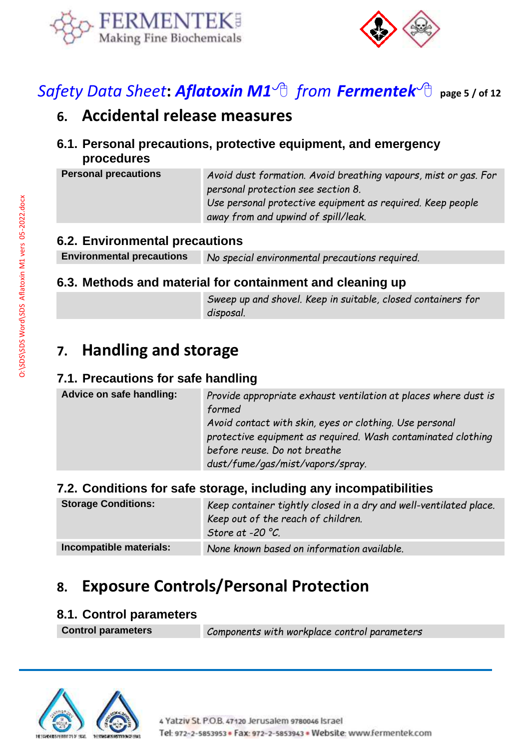## 6. Accidental release measures

### 6.1. Personal precautions, protective equipment, and emergency procedures

| Personal precautions | *Avoid dust formation. Avoid breathing vapours, mist or gas. For personal protection see section 8. Use personal protective equipment as required. Keep people away from and upwind of spill/leak.* |
|---|---|

### 6.2. Environmental precautions

| Environmental precautions | *No special environmental precautions required.* |
|---|---|

### 6.3. Methods and material for containment and cleaning up

| | *Sweep up and shovel. Keep in suitable, closed containers for disposal.* |
|---|---|

## 7. Handling and storage

### 7.1. Precautions for safe handling

| Advice on safe handling: | *Provide appropriate exhaust ventilation at places where dust is formed. Avoid contact with skin, eyes or clothing. Use personal protective equipment as required. Wash contaminated clothing before reuse. Do not breathe dust/fume/gas/mist/vapors/spray.* |
|---|---|

### 7.2. Conditions for safe storage, including any incompatibilities

| Storage Conditions: | *Keep container tightly closed in a dry and well-ventilated place. Keep out of the reach of children. Store at -20 °C.* |
|---|---|
| Incompatible materials: | *None known based on information available.* |

## 8. Exposure Controls/Personal Protection

### 8.1. Control parameters

| Control parameters | *Components with workplace control parameters* |
|---|---|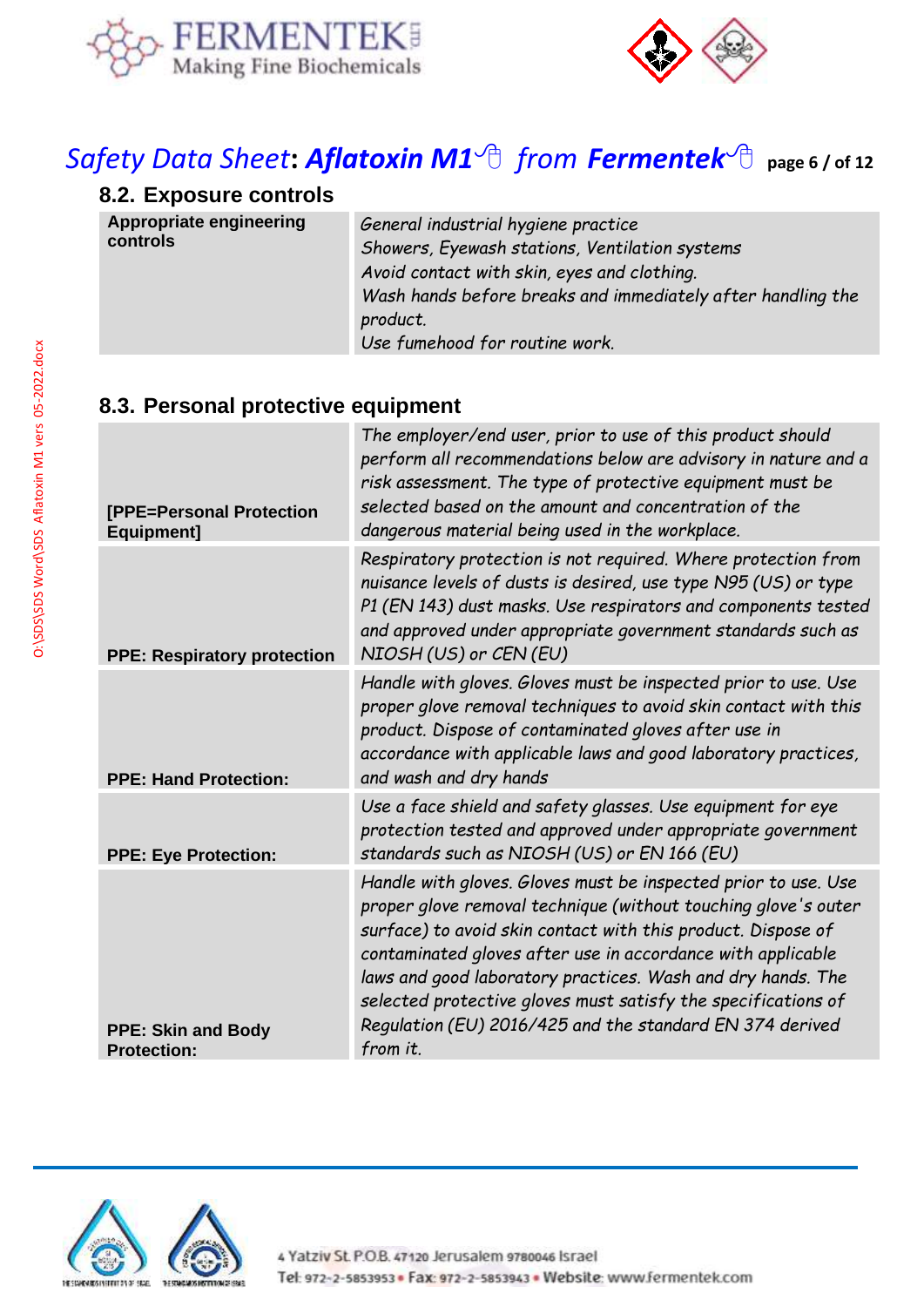## 8.2. Exposure controls

| | |
|---|---|
| **Appropriate engineering controls** | *General industrial hygiene practice*<br>*Showers, Eyewash stations, Ventilation systems*<br>*Avoid contact with skin, eyes and clothing.*<br>*Wash hands before breaks and immediately after handling the product.*<br>*Use fumehood for routine work.* |

## 8.3. Personal protective equipment

| | |
|---|---|
| **[PPE=Personal Protection Equipment]** | *The employer/end user, prior to use of this product should perform all recommendations below are advisory in nature and a risk assessment. The type of protective equipment must be selected based on the amount and concentration of the dangerous material being used in the workplace.* |
| **PPE: Respiratory protection** | *Respiratory protection is not required. Where protection from nuisance levels of dusts is desired, use type N95 (US) or type P1 (EN 143) dust masks. Use respirators and components tested and approved under appropriate government standards such as NIOSH (US) or CEN (EU)* |
| **PPE: Hand Protection:** | *Handle with gloves. Gloves must be inspected prior to use. Use proper glove removal techniques to avoid skin contact with this product. Dispose of contaminated gloves after use in accordance with applicable laws and good laboratory practices, and wash and dry hands* |
| **PPE: Eye Protection:** | *Use a face shield and safety glasses. Use equipment for eye protection tested and approved under appropriate government standards such as NIOSH (US) or EN 166 (EU)* |
| **PPE: Skin and Body Protection:** | *Handle with gloves. Gloves must be inspected prior to use. Use proper glove removal technique (without touching glove's outer surface) to avoid skin contact with this product. Dispose of contaminated gloves after use in accordance with applicable laws and good laboratory practices. Wash and dry hands. The selected protective gloves must satisfy the specifications of Regulation (EU) 2016/425 and the standard EN 374 derived from it.* |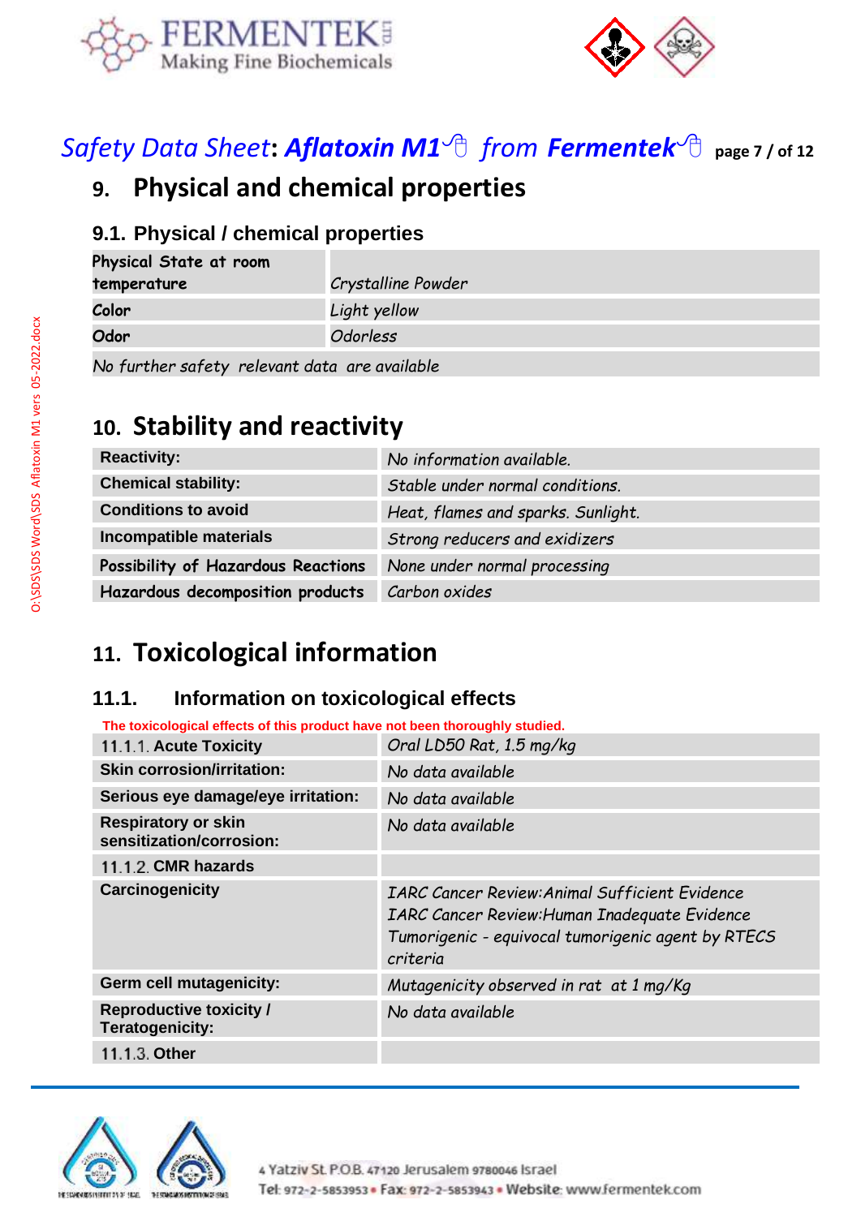# 9. Physical and chemical properties

## 9.1. Physical / chemical properties

| Physical State at room temperature | Crystalline Powder |
|---|---|
| Color | Light yellow |
| Odor | Odorless |
| No further safety relevant data are available | |

# 10. Stability and reactivity

| Reactivity: | No information available. |
|---|---|
| Chemical stability: | Stable under normal conditions. |
| Conditions to avoid | Heat, flames and sparks. Sunlight. |
| Incompatible materials | Strong reducers and exidizers |
| Possibility of Hazardous Reactions | None under normal processing |
| Hazardous decomposition products | Carbon oxides |

# 11. Toxicological information

## 11.1. Information on toxicological effects

**The toxicological effects of this product have not been thoroughly studied.**

| 11.1.1. Acute Toxicity | Oral LD50 Rat, 1.5 mg/kg |
|---|---|
| Skin corrosion/irritation: | No data available |
| Serious eye damage/eye irritation: | No data available |
| Respiratory or skin sensitization/corrosion: | No data available |
| 11.1.2. CMR hazards | |
| Carcinogenicity | IARC Cancer Review:Animal Sufficient Evidence<br>IARC Cancer Review:Human Inadequate Evidence<br>Tumorigenic - equivocal tumorigenic agent by RTECS criteria |
| Germ cell mutagenicity: | Mutagenicity observed in rat at 1 mg/Kg |
| Reproductive toxicity / Teratogenicity: | No data available |
| 11.1.3. Other | |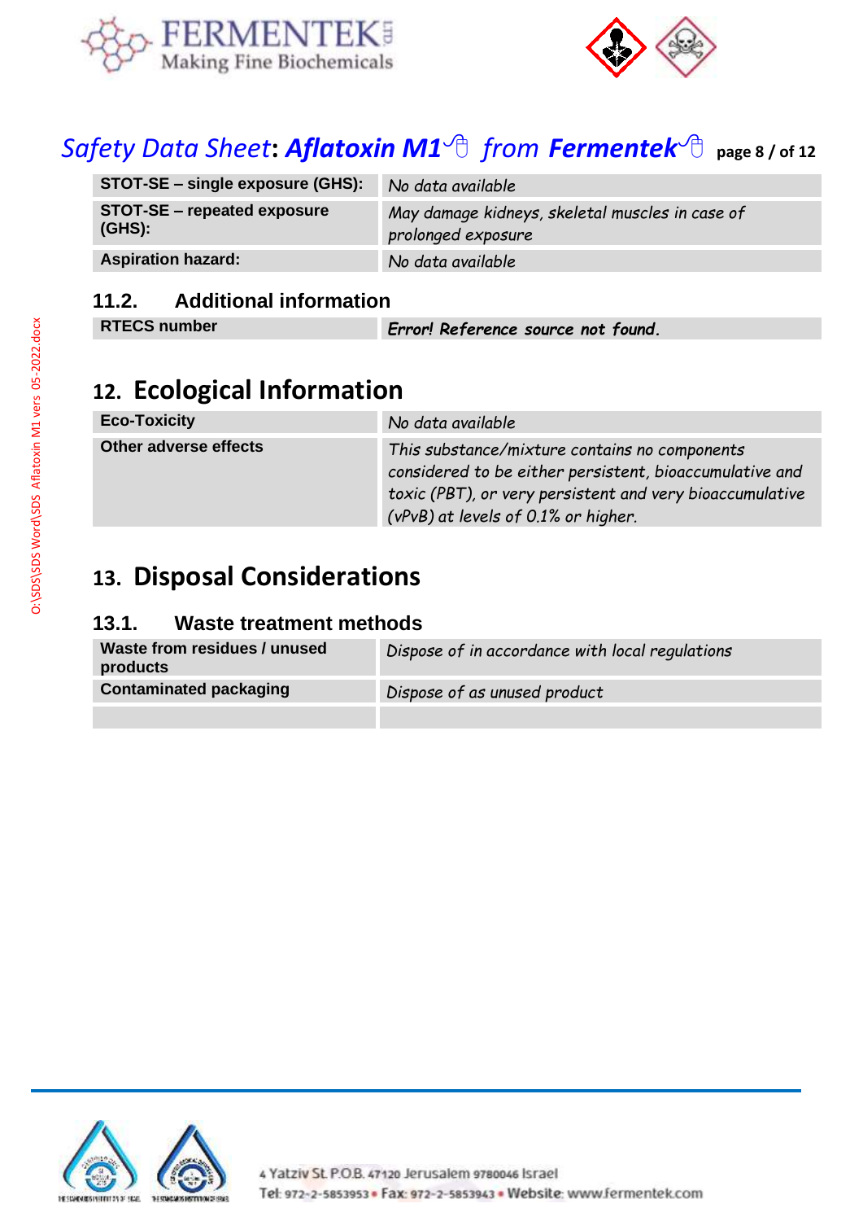| | |
|---|---|
| **STOT-SE – single exposure (GHS):** | *No data available* |
| **STOT-SE – repeated exposure (GHS):** | *May damage kidneys, skeletal muscles in case of prolonged exposure* |
| **Aspiration hazard:** | *No data available* |

### 11.2. Additional information

| | |
|---|---|
| **RTECS number** | ***Error! Reference source not found.*** |

## 12. Ecological Information

| | |
|---|---|
| **Eco-Toxicity** | *No data available* |
| **Other adverse effects** | *This substance/mixture contains no components considered to be either persistent, bioaccumulative and toxic (PBT), or very persistent and very bioaccumulative (vPvB) at levels of 0.1% or higher.* |

## 13. Disposal Considerations

### 13.1. Waste treatment methods

| | |
|---|---|
| **Waste from residues / unused products** | *Dispose of in accordance with local regulations* |
| **Contaminated packaging** | *Dispose of as unused product* |
| | |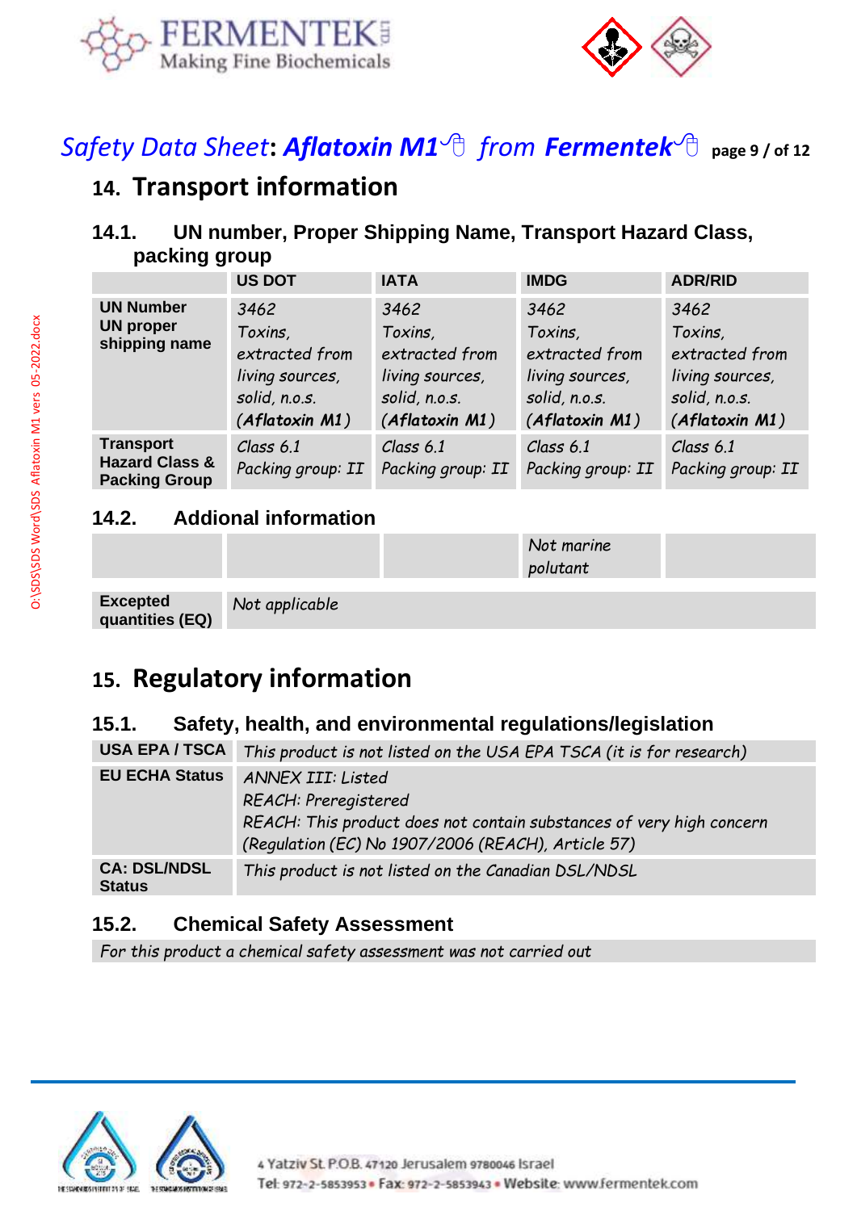## 14. Transport information

### 14.1. UN number, Proper Shipping Name, Transport Hazard Class, packing group

| | US DOT | IATA | IMDG | ADR/RID |
|---|---|---|---|---|
| **UN Number UN proper shipping name** | *3462 Toxins, extracted from living sources, solid, n.o.s. (Aflatoxin M1)* | *3462 Toxins, extracted from living sources, solid, n.o.s. (Aflatoxin M1)* | *3462 Toxins, extracted from living sources, solid, n.o.s. (Aflatoxin M1)* | *3462 Toxins, extracted from living sources, solid, n.o.s. (Aflatoxin M1)* |
| **Transport Hazard Class & Packing Group** | *Class 6.1 Packing group: II* | *Class 6.1 Packing group: II* | *Class 6.1 Packing group: II* | *Class 6.1 Packing group: II* |

### 14.2. Addional information

| | | | | |
|---|---|---|---|---|
| | | | *Not marine polutant* | |
| **Excepted quantities (EQ)** | *Not applicable* | | | |

## 15. Regulatory information

### 15.1. Safety, health, and environmental regulations/legislation

| | |
|---|---|
| **USA EPA / TSCA** | *This product is not listed on the USA EPA TSCA (it is for research)* |
| **EU ECHA Status** | *ANNEX III: Listed*<br>*REACH: Preregistered*<br>*REACH: This product does not contain substances of very high concern (Regulation (EC) No 1907/2006 (REACH), Article 57)* |
| **CA: DSL/NDSL Status** | *This product is not listed on the Canadian DSL/NDSL* |

### 15.2. Chemical Safety Assessment

*For this product a chemical safety assessment was not carried out*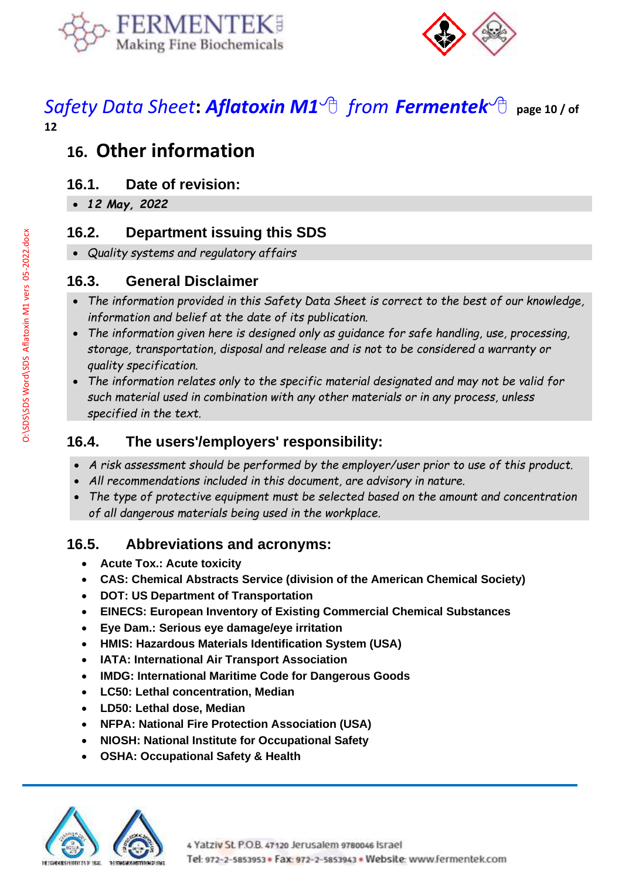## 16. Other information

### 16.1. Date of revision:

- *12 May, 2022*

### 16.2. Department issuing this SDS

- *Quality systems and regulatory affairs*

### 16.3. General Disclaimer

- *The information provided in this Safety Data Sheet is correct to the best of our knowledge, information and belief at the date of its publication.*
- *The information given here is designed only as guidance for safe handling, use, processing, storage, transportation, disposal and release and is not to be considered a warranty or quality specification.*
- *The information relates only to the specific material designated and may not be valid for such material used in combination with any other materials or in any process, unless specified in the text.*

### 16.4. The users'/employers' responsibility:

- *A risk assessment should be performed by the employer/user prior to use of this product.*
- *All recommendations included in this document, are advisory in nature.*
- *The type of protective equipment must be selected based on the amount and concentration of all dangerous materials being used in the workplace.*

### 16.5. Abbreviations and acronyms:

- **Acute Tox.: Acute toxicity**
- **CAS: Chemical Abstracts Service (division of the American Chemical Society)**
- **DOT: US Department of Transportation**
- **EINECS: European Inventory of Existing Commercial Chemical Substances**
- **Eye Dam.: Serious eye damage/eye irritation**
- **HMIS: Hazardous Materials Identification System (USA)**
- **IATA: International Air Transport Association**
- **IMDG: International Maritime Code for Dangerous Goods**
- **LC50: Lethal concentration, Median**
- **LD50: Lethal dose, Median**
- **NFPA: National Fire Protection Association (USA)**
- **NIOSH: National Institute for Occupational Safety**
- **OSHA: Occupational Safety & Health**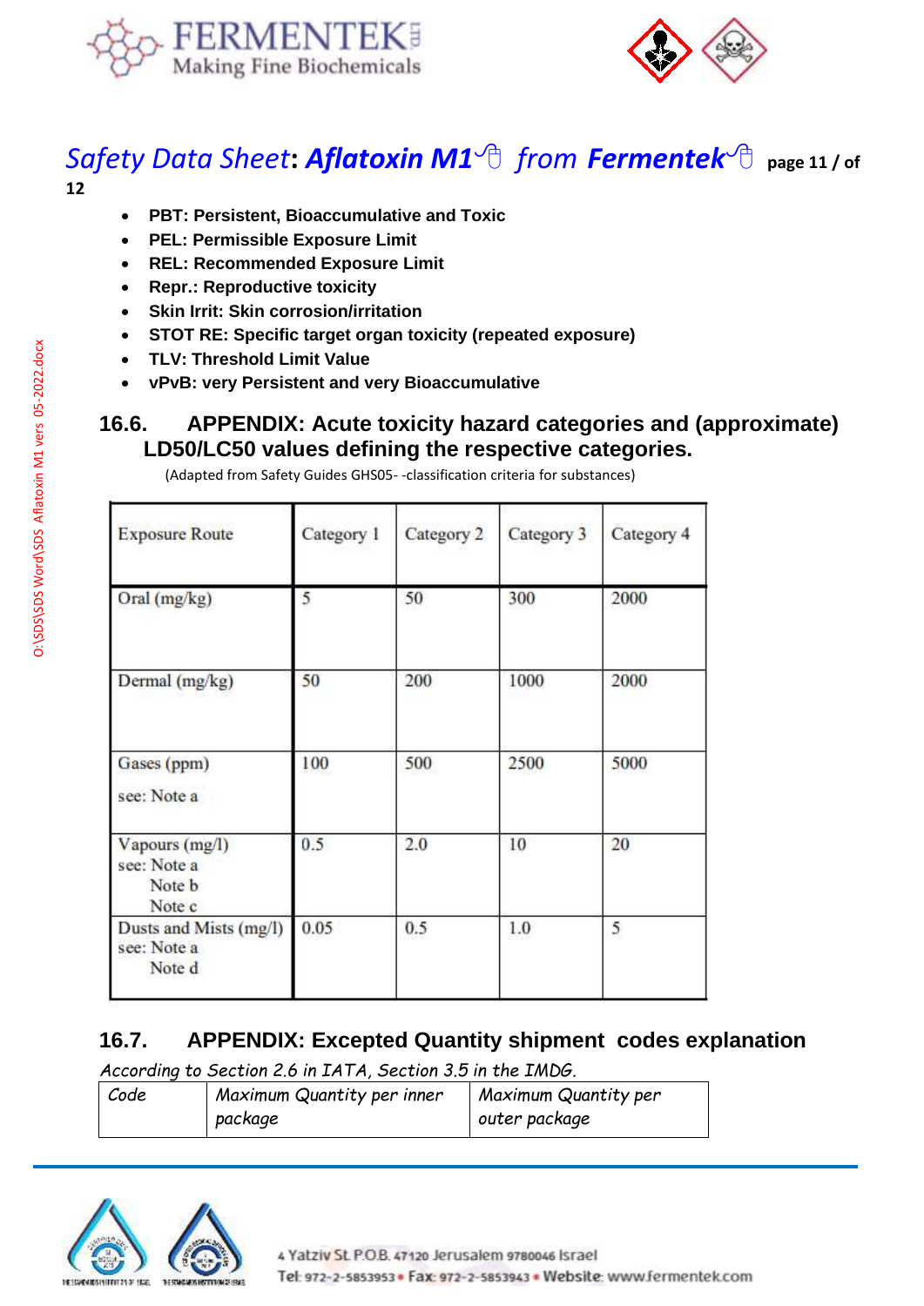- **PBT: Persistent, Bioaccumulative and Toxic**
- **PEL: Permissible Exposure Limit**
- **REL: Recommended Exposure Limit**
- **Repr.: Reproductive toxicity**
- **Skin Irrit: Skin corrosion/irritation**
- **STOT RE: Specific target organ toxicity (repeated exposure)**
- **TLV: Threshold Limit Value**
- **vPvB: very Persistent and very Bioaccumulative**

## 16.6. APPENDIX: Acute toxicity hazard categories and (approximate) LD50/LC50 values defining the respective categories.

(Adapted from Safety Guides GHS05- -classification criteria for substances)

| Exposure Route | Category 1 | Category 2 | Category 3 | Category 4 |
|---|---|---|---|---|
| Oral (mg/kg) | 5 | 50 | 300 | 2000 |
| Dermal (mg/kg) | 50 | 200 | 1000 | 2000 |
| Gases (ppm) see: Note a | 100 | 500 | 2500 | 5000 |
| Vapours (mg/l) see: Note a Note b Note c | 0.5 | 2.0 | 10 | 20 |
| Dusts and Mists (mg/l) see: Note a Note d | 0.05 | 0.5 | 1.0 | 5 |

## 16.7. APPENDIX: Excepted Quantity shipment codes explanation

*According to Section 2.6 in IATA, Section 3.5 in the IMDG.*

| *Code* | *Maximum Quantity per inner package* | *Maximum Quantity per outer package* |
|---|---|---|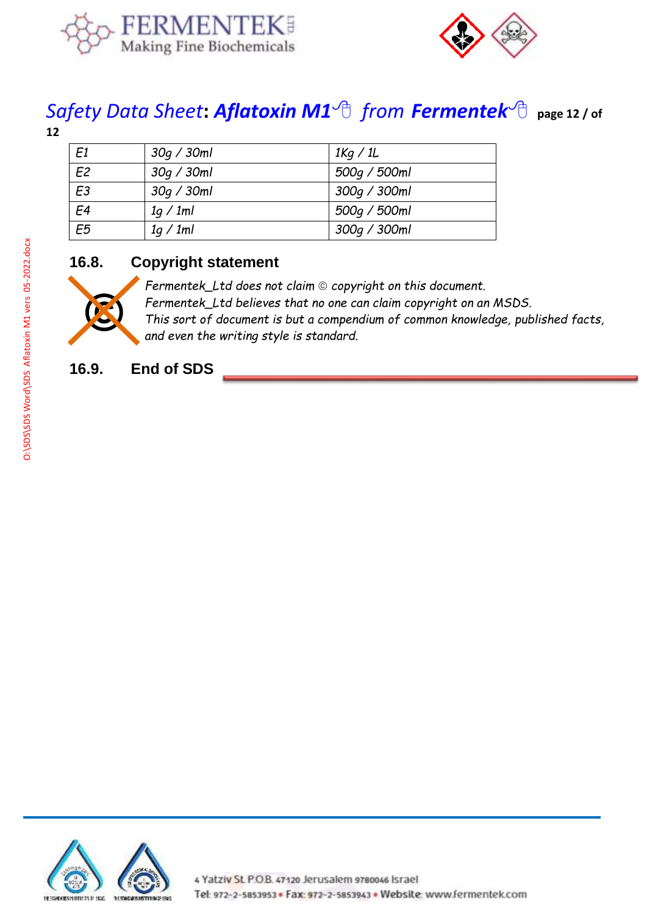| | | |
|---|---|---|
| *E1* | *30g / 30ml* | *1Kg / 1L* |
| *E2* | *30g / 30ml* | *500g / 500ml* |
| *E3* | *30g / 30ml* | *300g / 300ml* |
| *E4* | *1g / 1ml* | *500g / 500ml* |
| *E5* | *1g / 1ml* | *300g / 300ml* |

### 16.8. Copyright statement

*Fermentek_Ltd does not claim © copyright on this document.*
*Fermentek_Ltd believes that no one can claim copyright on an MSDS.*
*This sort of document is but a compendium of common knowledge, published facts, and even the writing style is standard.*

### 16.9. End of SDS